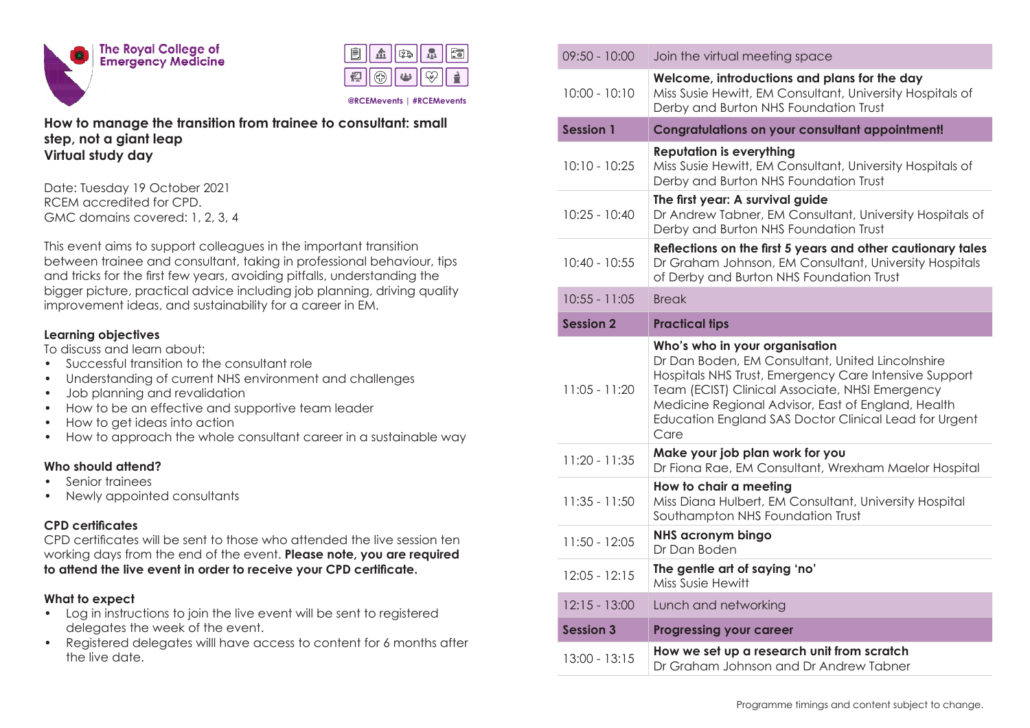The Royal College of Emergency Medicine

@RCEMevents | #RCEMevents

# How to manage the transition from trainee to consultant: small step, not a giant leap
## Virtual study day

Date: Tuesday 19 October 2021
RCEM accredited for CPD.
GMC domains covered: 1, 2, 3, 4

This event aims to support colleagues in the important transition between trainee and consultant, taking in professional behaviour, tips and tricks for the first few years, avoiding pitfalls, understanding the bigger picture, practical advice including job planning, driving quality improvement ideas, and sustainability for a career in EM.

### Learning objectives
To discuss and learn about:
- Successful transition to the consultant role
- Understanding of current NHS environment and challenges
- Job planning and revalidation
- How to be an effective and supportive team leader
- How to get ideas into action
- How to approach the whole consultant career in a sustainable way

### Who should attend?
- Senior trainees
- Newly appointed consultants

### CPD certificates
CPD certificates will be sent to those who attended the live session ten working days from the end of the event. **Please note, you are required to attend the live event in order to receive your CPD certificate.**

### What to expect
- Log in instructions to join the live event will be sent to registered delegates the week of the event.
- Registered delegates willl have access to content for 6 months after the live date.

| | |
|---|---|
| 09:50 - 10:00 | Join the virtual meeting space |
| 10:00 - 10:10 | **Welcome, introductions and plans for the day**<br>Miss Susie Hewitt, EM Consultant, University Hospitals of Derby and Burton NHS Foundation Trust |
| **Session 1** | **Congratulations on your consultant appointment!** |
| 10:10 - 10:25 | **Reputation is everything**<br>Miss Susie Hewitt, EM Consultant, University Hospitals of Derby and Burton NHS Foundation Trust |
| 10:25 - 10:40 | **The first year: A survival guide**<br>Dr Andrew Tabner, EM Consultant, University Hospitals of Derby and Burton NHS Foundation Trust |
| 10:40 - 10:55 | **Reflections on the first 5 years and other cautionary tales**<br>Dr Graham Johnson, EM Consultant, University Hospitals of Derby and Burton NHS Foundation Trust |
| 10:55 - 11:05 | Break |
| **Session 2** | **Practical tips** |
| 11:05 - 11:20 | **Who's who in your organisation**<br>Dr Dan Boden, EM Consultant, United Lincolnshire Hospitals NHS Trust, Emergency Care Intensive Support Team (ECIST) Clinical Associate, NHSI Emergency Medicine Regional Advisor, East of England, Health Education England SAS Doctor Clinical Lead for Urgent Care |
| 11:20 - 11:35 | **Make your job plan work for you**<br>Dr Fiona Rae, EM Consultant, Wrexham Maelor Hospital |
| 11:35 - 11:50 | **How to chair a meeting**<br>Miss Diana Hulbert, EM Consultant, University Hospital Southampton NHS Foundation Trust |
| 11:50 - 12:05 | **NHS acronym bingo**<br>Dr Dan Boden |
| 12:05 - 12:15 | **The gentle art of saying 'no'**<br>Miss Susie Hewitt |
| 12:15 - 13:00 | Lunch and networking |
| **Session 3** | **Progressing your career** |
| 13:00 - 13:15 | **How we set up a research unit from scratch**<br>Dr Graham Johnson and Dr Andrew Tabner |

Programme timings and content subject to change.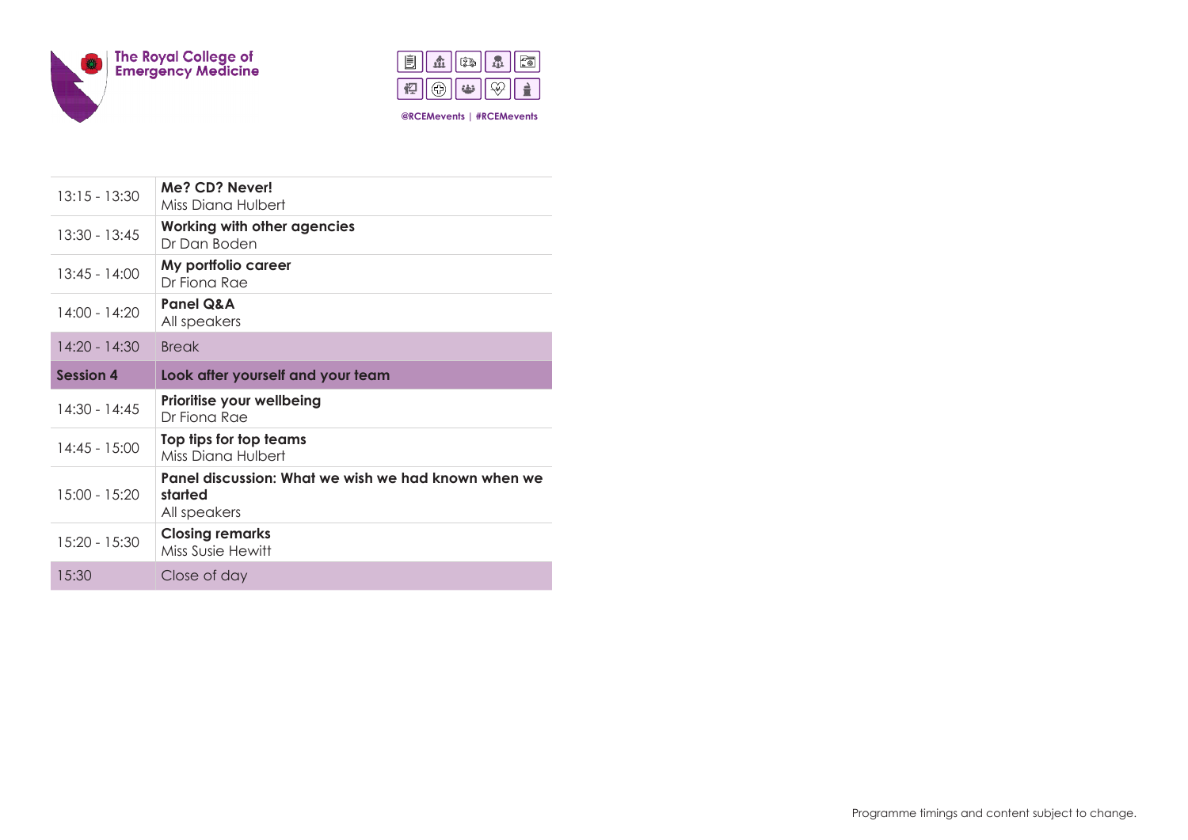The Royal College of Emergency Medicine

@RCEMevents | #RCEMevents

| | |
|---|---|
| 13:15 - 13:30 | **Me? CD? Never!** Miss Diana Hulbert |
| 13:30 - 13:45 | **Working with other agencies** Dr Dan Boden |
| 13:45 - 14:00 | **My portfolio career** Dr Fiona Rae |
| 14:00 - 14:20 | **Panel Q&A** All speakers |
| 14:20 - 14:30 | Break |
| **Session 4** | **Look after yourself and your team** |
| 14:30 - 14:45 | **Prioritise your wellbeing** Dr Fiona Rae |
| 14:45 - 15:00 | **Top tips for top teams** Miss Diana Hulbert |
| 15:00 - 15:20 | **Panel discussion: What we wish we had known when we started** All speakers |
| 15:20 - 15:30 | **Closing remarks** Miss Susie Hewitt |
| 15:30 | Close of day |

Programme timings and content subject to change.